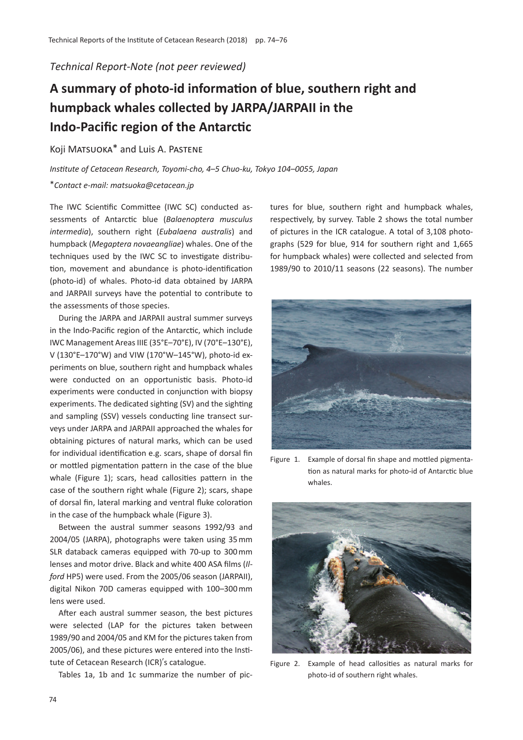*Technical Report-Note (not peer reviewed)*

# A summary of photo-id information of blue, southern right and humpback whales collected by JARPA/JARPAII in the Indo-Pacific region of the Antarctic

Koji Matsuoka* and Luis A. Pastene

*Institute of Cetacean Research, Toyomi-cho, 4–5 Chuo-ku, Tokyo 104–0055, Japan*

**Contact e-mail: matsuoka@cetacean.jp*

The IWC Scientific Committee (IWC SC) conducted assessments of Antarctic blue (*Balaenoptera musculus intermedia*), southern right (*Eubalaena australis*) and humpback (*Megaptera novaeangliae*) whales. One of the techniques used by the IWC SC to investigate distribution, movement and abundance is photo-identification (photo-id) of whales. Photo-id data obtained by JARPA and JARPAII surveys have the potential to contribute to the assessments of those species.

During the JARPA and JARPAII austral summer surveys in the Indo-Pacific region of the Antarctic, which include IWC Management Areas IIIE (35°E–70°E), IV (70°E–130°E), V (130°E–170°W) and VIW (170°W–145°W), photo-id experiments on blue, southern right and humpback whales were conducted on an opportunistic basis. Photo-id experiments were conducted in conjunction with biopsy experiments. The dedicated sighting (SV) and the sighting and sampling (SSV) vessels conducting line transect surveys under JARPA and JARPAII approached the whales for obtaining pictures of natural marks, which can be used for individual identification e.g. scars, shape of dorsal fin or mottled pigmentation pattern in the case of the blue whale (Figure 1); scars, head callosities pattern in the case of the southern right whale (Figure 2); scars, shape of dorsal fin, lateral marking and ventral fluke coloration in the case of the humpback whale (Figure 3).

Between the austral summer seasons 1992/93 and 2004/05 (JARPA), photographs were taken using 35 mm SLR databack cameras equipped with 70-up to 300 mm lenses and motor drive. Black and white 400 ASA films (*Ilford* HP5) were used. From the 2005/06 season (JARPAII), digital Nikon 70D cameras equipped with 100–300 mm lens were used.

After each austral summer season, the best pictures were selected (LAP for the pictures taken between 1989/90 and 2004/05 and KM for the pictures taken from 2005/06), and these pictures were entered into the Institute of Cetacean Research (ICR)'s catalogue.

Tables 1a, 1b and 1c summarize the number of pictures for blue, southern right and humpback whales, respectively, by survey. Table 2 shows the total number of pictures in the ICR catalogue. A total of 3,108 photographs (529 for blue, 914 for southern right and 1,665 for humpback whales) were collected and selected from 1989/90 to 2010/11 seasons (22 seasons). The number

Figure 1. Example of dorsal fin shape and mottled pigmentation as natural marks for photo-id of Antarctic blue whales.

Figure 2. Example of head callosities as natural marks for photo-id of southern right whales.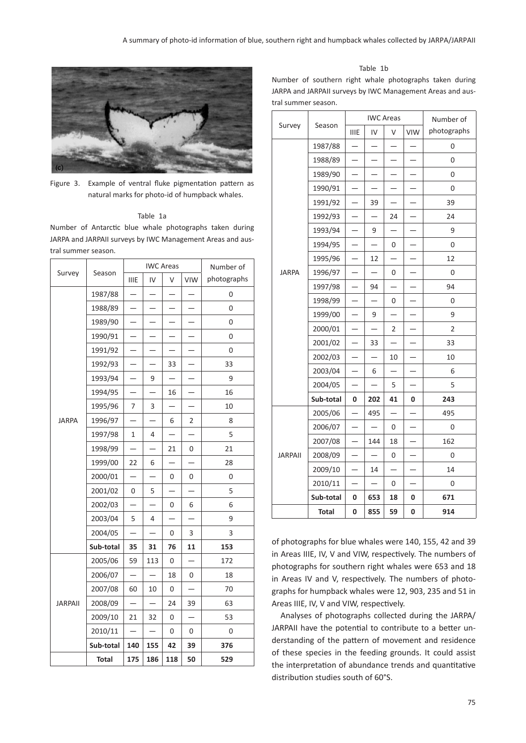Figure 3. Example of ventral fluke pigmentation pattern as natural marks for photo-id of humpback whales.

Table 1a

Number of Antarctic blue whale photographs taken during JARPA and JARPAII surveys by IWC Management Areas and austral summer season.

| Survey | Season | IWC Areas | | | | Number of photographs |
|---|---|---|---|---|---|---|
| | | IIIE | IV | V | VIW | |
| JARPA | 1987/88 | — | — | — | — | 0 |
| | 1988/89 | — | — | — | — | 0 |
| | 1989/90 | — | — | — | — | 0 |
| | 1990/91 | — | — | — | — | 0 |
| | 1991/92 | — | — | — | — | 0 |
| | 1992/93 | — | — | 33 | — | 33 |
| | 1993/94 | — | 9 | — | — | 9 |
| | 1994/95 | — | — | 16 | — | 16 |
| | 1995/96 | 7 | 3 | — | — | 10 |
| | 1996/97 | — | — | 6 | 2 | 8 |
| | 1997/98 | 1 | 4 | — | — | 5 |
| | 1998/99 | — | — | 21 | 0 | 21 |
| | 1999/00 | 22 | 6 | — | — | 28 |
| | 2000/01 | — | — | 0 | 0 | 0 |
| | 2001/02 | 0 | 5 | — | — | 5 |
| | 2002/03 | — | — | 0 | 6 | 6 |
| | 2003/04 | 5 | 4 | — | — | 9 |
| | 2004/05 | — | — | 0 | 3 | 3 |
| | **Sub-total** | **35** | **31** | **76** | **11** | **153** |
| JARPAII | 2005/06 | 59 | 113 | 0 | — | 172 |
| | 2006/07 | — | — | 18 | 0 | 18 |
| | 2007/08 | 60 | 10 | 0 | — | 70 |
| | 2008/09 | — | — | 24 | 39 | 63 |
| | 2009/10 | 21 | 32 | 0 | — | 53 |
| | 2010/11 | — | — | 0 | 0 | 0 |
| | **Sub-total** | **140** | **155** | **42** | **39** | **376** |
| | **Total** | **175** | **186** | **118** | **50** | **529** |

Table 1b

Number of southern right whale photographs taken during JARPA and JARPAII surveys by IWC Management Areas and austral summer season.

| Survey | Season | IWC Areas | | | | Number of photographs |
|---|---|---|---|---|---|---|
| | | IIIE | IV | V | VIW | |
| JARPA | 1987/88 | — | — | — | — | 0 |
| | 1988/89 | — | — | — | — | 0 |
| | 1989/90 | — | — | — | — | 0 |
| | 1990/91 | — | — | — | — | 0 |
| | 1991/92 | — | 39 | — | — | 39 |
| | 1992/93 | — | — | 24 | — | 24 |
| | 1993/94 | — | 9 | — | — | 9 |
| | 1994/95 | — | — | 0 | — | 0 |
| | 1995/96 | — | 12 | — | — | 12 |
| | 1996/97 | — | — | 0 | — | 0 |
| | 1997/98 | — | 94 | — | — | 94 |
| | 1998/99 | — | — | 0 | — | 0 |
| | 1999/00 | — | 9 | — | — | 9 |
| | 2000/01 | — | — | 2 | — | 2 |
| | 2001/02 | — | 33 | — | — | 33 |
| | 2002/03 | — | — | 10 | — | 10 |
| | 2003/04 | — | 6 | — | — | 6 |
| | 2004/05 | — | — | 5 | — | 5 |
| | **Sub-total** | **0** | **202** | **41** | **0** | **243** |
| JARPAII | 2005/06 | — | 495 | — | — | 495 |
| | 2006/07 | — | — | 0 | — | 0 |
| | 2007/08 | — | 144 | 18 | — | 162 |
| | 2008/09 | — | — | 0 | — | 0 |
| | 2009/10 | — | 14 | — | — | 14 |
| | 2010/11 | — | — | 0 | — | 0 |
| | **Sub-total** | **0** | **653** | **18** | **0** | **671** |
| | **Total** | **0** | **855** | **59** | **0** | **914** |

of photographs for blue whales were 140, 155, 42 and 39 in Areas IIIE, IV, V and VIW, respectively. The numbers of photographs for southern right whales were 653 and 18 in Areas IV and V, respectively. The numbers of photographs for humpback whales were 12, 903, 235 and 51 in Areas IIIE, IV, V and VIW, respectively.

Analyses of photographs collected during the JARPA/JARPAII have the potential to contribute to a better understanding of the pattern of movement and residence of these species in the feeding grounds. It could assist the interpretation of abundance trends and quantitative distribution studies south of 60°S.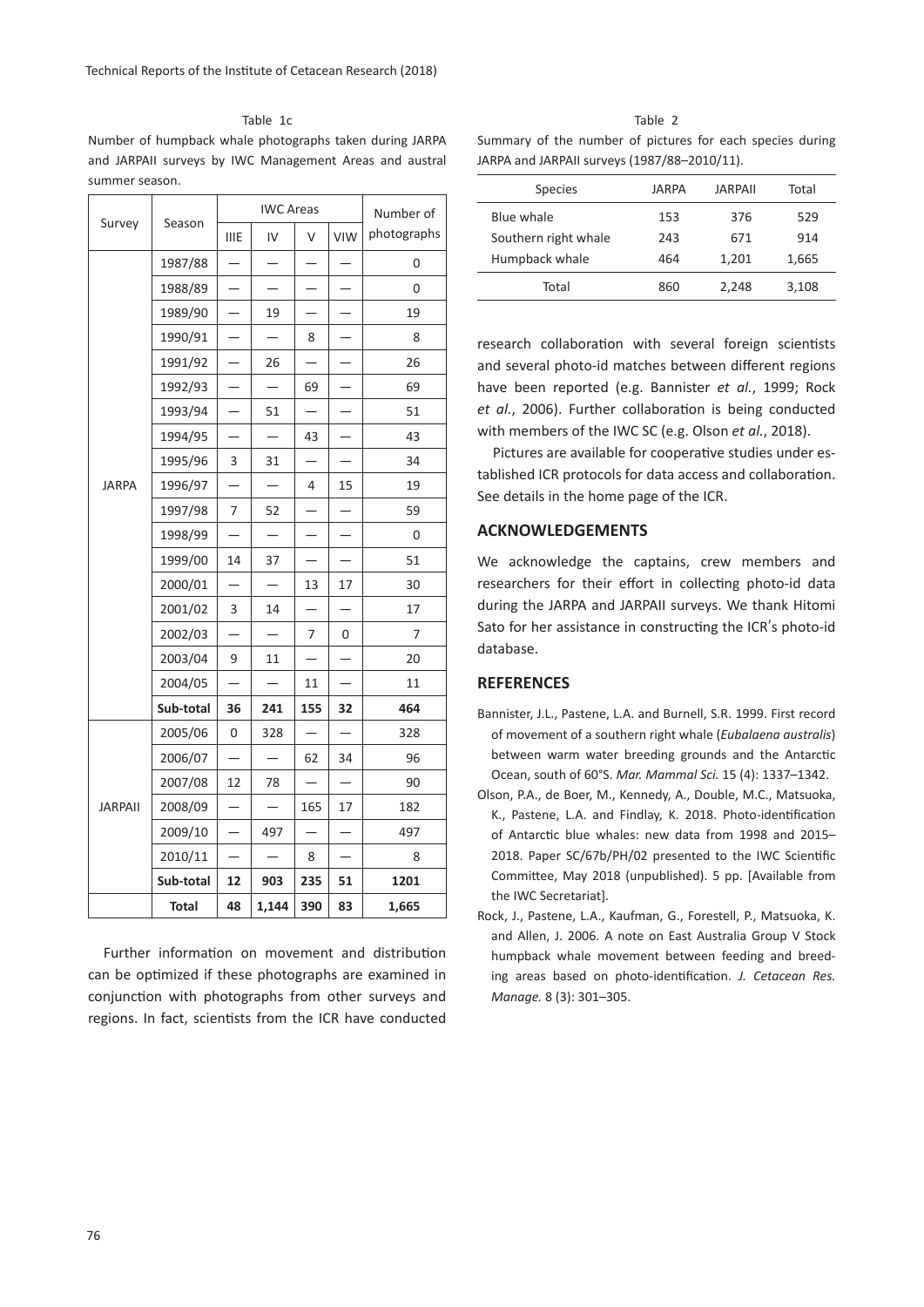Table 1c

Number of humpback whale photographs taken during JARPA and JARPAII surveys by IWC Management Areas and austral summer season.

| Survey | Season | IWC Areas | | | | Number of photographs |
|---|---|---|---|---|---|---|
| | | IIIE | IV | V | VIW | |
| JARPA | 1987/88 | — | — | — | — | 0 |
| | 1988/89 | — | — | — | — | 0 |
| | 1989/90 | — | 19 | — | — | 19 |
| | 1990/91 | — | — | 8 | — | 8 |
| | 1991/92 | — | 26 | — | — | 26 |
| | 1992/93 | — | — | 69 | — | 69 |
| | 1993/94 | — | 51 | — | — | 51 |
| | 1994/95 | — | — | 43 | — | 43 |
| | 1995/96 | 3 | 31 | — | — | 34 |
| | 1996/97 | — | — | 4 | 15 | 19 |
| | 1997/98 | 7 | 52 | — | — | 59 |
| | 1998/99 | — | — | — | — | 0 |
| | 1999/00 | 14 | 37 | — | — | 51 |
| | 2000/01 | — | — | 13 | 17 | 30 |
| | 2001/02 | 3 | 14 | — | — | 17 |
| | 2002/03 | — | — | 7 | 0 | 7 |
| | 2003/04 | 9 | 11 | — | — | 20 |
| | 2004/05 | — | — | 11 | — | 11 |
| | **Sub-total** | **36** | **241** | **155** | **32** | **464** |
| JARPAII | 2005/06 | 0 | 328 | — | — | 328 |
| | 2006/07 | — | — | 62 | 34 | 96 |
| | 2007/08 | 12 | 78 | — | — | 90 |
| | 2008/09 | — | — | 165 | 17 | 182 |
| | 2009/10 | — | 497 | — | — | 497 |
| | 2010/11 | — | — | 8 | — | 8 |
| | **Sub-total** | **12** | **903** | **235** | **51** | **1201** |
| | **Total** | **48** | **1,144** | **390** | **83** | **1,665** |

Further information on movement and distribution can be optimized if these photographs are examined in conjunction with photographs from other surveys and regions. In fact, scientists from the ICR have conducted research collaboration with several foreign scientists and several photo-id matches between different regions have been reported (e.g. Bannister *et al.*, 1999; Rock *et al.*, 2006). Further collaboration is being conducted with members of the IWC SC (e.g. Olson *et al.*, 2018).

Pictures are available for cooperative studies under established ICR protocols for data access and collaboration. See details in the home page of the ICR.

Table 2

Summary of the number of pictures for each species during JARPA and JARPAII surveys (1987/88–2010/11).

| Species | JARPA | JARPAII | Total |
|---|---|---|---|
| Blue whale | 153 | 376 | 529 |
| Southern right whale | 243 | 671 | 914 |
| Humpback whale | 464 | 1,201 | 1,665 |
| Total | 860 | 2,248 | 3,108 |

## ACKNOWLEDGEMENTS

We acknowledge the captains, crew members and researchers for their effort in collecting photo-id data during the JARPA and JARPAII surveys. We thank Hitomi Sato for her assistance in constructing the ICR′s photo-id database.

## REFERENCES

Bannister, J.L., Pastene, L.A. and Burnell, S.R. 1999. First record of movement of a southern right whale (*Eubalaena australis*) between warm water breeding grounds and the Antarctic Ocean, south of 60°S. *Mar. Mammal Sci.* 15 (4): 1337–1342.

Olson, P.A., de Boer, M., Kennedy, A., Double, M.C., Matsuoka, K., Pastene, L.A. and Findlay, K. 2018. Photo-identification of Antarctic blue whales: new data from 1998 and 2015–2018. Paper SC/67b/PH/02 presented to the IWC Scientific Committee, May 2018 (unpublished). 5 pp. [Available from the IWC Secretariat].

Rock, J., Pastene, L.A., Kaufman, G., Forestell, P., Matsuoka, K. and Allen, J. 2006. A note on East Australia Group V Stock humpback whale movement between feeding and breeding areas based on photo-identification. *J. Cetacean Res. Manage.* 8 (3): 301–305.